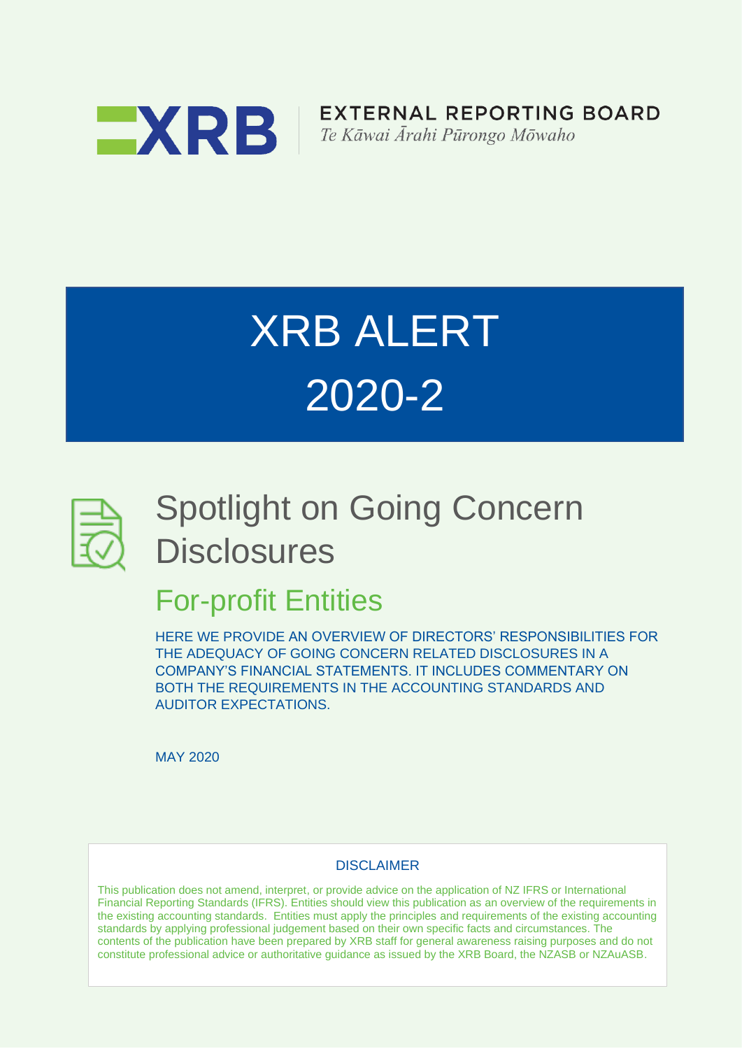EXTERNAL REPORTING BOARD

*Te Kāwai Ārahi Pūrongo Mōwaho*

# XRB ALERT 2020-2

# Spotlight on Going Concern Disclosures

## For-profit Entities

HERE WE PROVIDE AN OVERVIEW OF DIRECTORS' RESPONSIBILITIES FOR THE ADEQUACY OF GOING CONCERN RELATED DISCLOSURES IN A COMPANY'S FINANCIAL STATEMENTS. IT INCLUDES COMMENTARY ON BOTH THE REQUIREMENTS IN THE ACCOUNTING STANDARDS AND AUDITOR EXPECTATIONS.

MAY 2020

DISCLAIMER

This publication does not amend, interpret, or provide advice on the application of NZ IFRS or International Financial Reporting Standards (IFRS). Entities should view this publication as an overview of the requirements in the existing accounting standards. Entities must apply the principles and requirements of the existing accounting standards by applying professional judgement based on their own specific facts and circumstances. The contents of the publication have been prepared by XRB staff for general awareness raising purposes and do not constitute professional advice or authoritative guidance as issued by the XRB Board, the NZASB or NZAuASB.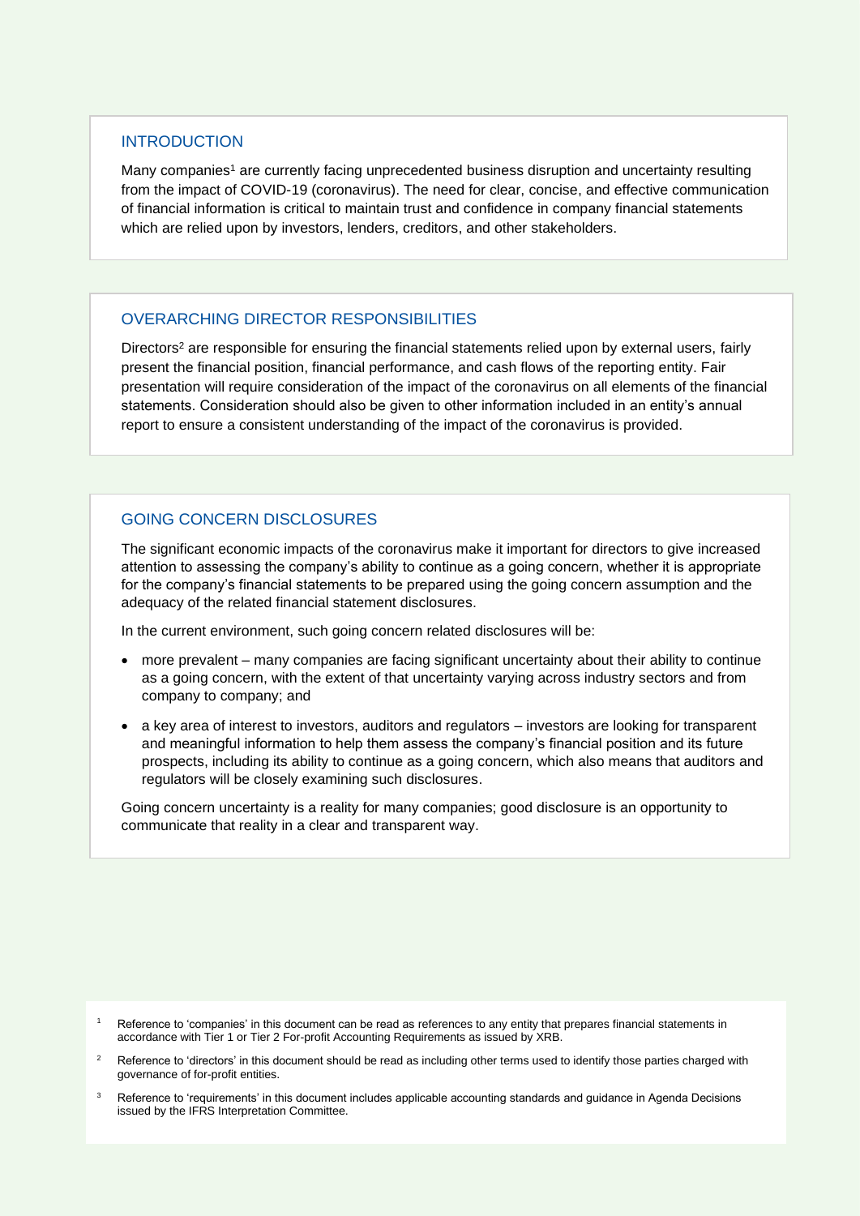## INTRODUCTION

Many companies[1] are currently facing unprecedented business disruption and uncertainty resulting from the impact of COVID-19 (coronavirus). The need for clear, concise, and effective communication of financial information is critical to maintain trust and confidence in company financial statements which are relied upon by investors, lenders, creditors, and other stakeholders.

## OVERARCHING DIRECTOR RESPONSIBILITIES

Directors[2] are responsible for ensuring the financial statements relied upon by external users, fairly present the financial position, financial performance, and cash flows of the reporting entity. Fair presentation will require consideration of the impact of the coronavirus on all elements of the financial statements. Consideration should also be given to other information included in an entity's annual report to ensure a consistent understanding of the impact of the coronavirus is provided.

## GOING CONCERN DISCLOSURES

The significant economic impacts of the coronavirus make it important for directors to give increased attention to assessing the company's ability to continue as a going concern, whether it is appropriate for the company's financial statements to be prepared using the going concern assumption and the adequacy of the related financial statement disclosures.

In the current environment, such going concern related disclosures will be:

- more prevalent – many companies are facing significant uncertainty about their ability to continue as a going concern, with the extent of that uncertainty varying across industry sectors and from company to company; and
- a key area of interest to investors, auditors and regulators – investors are looking for transparent and meaningful information to help them assess the company's financial position and its future prospects, including its ability to continue as a going concern, which also means that auditors and regulators will be closely examining such disclosures.

Going concern uncertainty is a reality for many companies; good disclosure is an opportunity to communicate that reality in a clear and transparent way.

[1] Reference to 'companies' in this document can be read as references to any entity that prepares financial statements in accordance with Tier 1 or Tier 2 For-profit Accounting Requirements as issued by XRB.

[2] Reference to 'directors' in this document should be read as including other terms used to identify those parties charged with governance of for-profit entities.

[3] Reference to 'requirements' in this document includes applicable accounting standards and guidance in Agenda Decisions issued by the IFRS Interpretation Committee.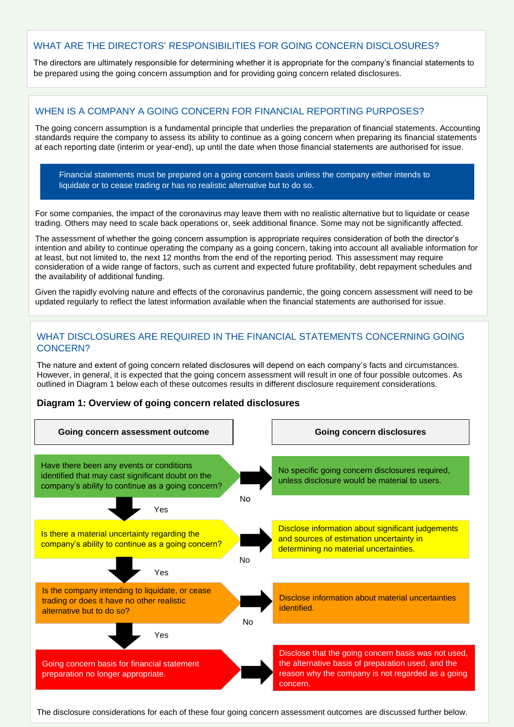## WHAT ARE THE DIRECTORS' RESPONSIBILITIES FOR GOING CONCERN DISCLOSURES?

The directors are ultimately responsible for determining whether it is appropriate for the company's financial statements to be prepared using the going concern assumption and for providing going concern related disclosures.

## WHEN IS A COMPANY A GOING CONCERN FOR FINANCIAL REPORTING PURPOSES?

The going concern assumption is a fundamental principle that underlies the preparation of financial statements. Accounting standards require the company to assess its ability to continue as a going concern when preparing its financial statements at each reporting date (interim or year-end), up until the date when those financial statements are authorised for issue.

> Financial statements must be prepared on a going concern basis unless the company either intends to liquidate or to cease trading or has no realistic alternative but to do so.

For some companies, the impact of the coronavirus may leave them with no realistic alternative but to liquidate or cease trading. Others may need to scale back operations or, seek additional finance. Some may not be significantly affected.

The assessment of whether the going concern assumption is appropriate requires consideration of both the director's intention and ability to continue operating the company as a going concern, taking into account all avaliable information for at least, but not limited to, the next 12 months from the end of the reporting period. This assessment may require consideration of a wide range of factors, such as current and expected future profitability, debt repayment schedules and the availability of additional funding.

Given the rapidly evolving nature and effects of the coronavirus pandemic, the going concern assessment will need to be updated regularly to reflect the latest information available when the financial statements are authorised for issue.

## WHAT DISCLOSURES ARE REQUIRED IN THE FINANCIAL STATEMENTS CONCERNING GOING CONCERN?

The nature and extent of going concern related disclosures will depend on each company's facts and circumstances. However, in general, it is expected that the going concern assessment will result in one of four possible outcomes. As outlined in Diagram 1 below each of these outcomes results in different disclosure requirement considerations.

**Diagram 1: Overview of going concern related disclosures**

| Going concern assessment outcome | | Going concern disclosures |
|---|---|---|
| Have there been any events or conditions identified that may cast significant doubt on the company's ability to continue as a going concern? | No → | No specific going concern disclosures required, unless disclosure would be material to users. |
| ↓ Yes: Is there a material uncertainty regarding the company's ability to continue as a going concern? | No → | Disclose information about significant judgements and sources of estimation uncertainty in determining no material uncertainties. |
| ↓ Yes: Is the company intending to liquidate, or cease trading or does it have no other realistic alternative but to do so? | No → | Disclose information about material uncertainties identified. |
| ↓ Yes: Going concern basis for financial statement preparation no longer appropriate. | → | Disclose that the going concern basis was not used, the alternative basis of preparation used, and the reason why the company is not regarded as a going concern. |

The disclosure considerations for each of these four going concern assessment outcomes are discussed further below.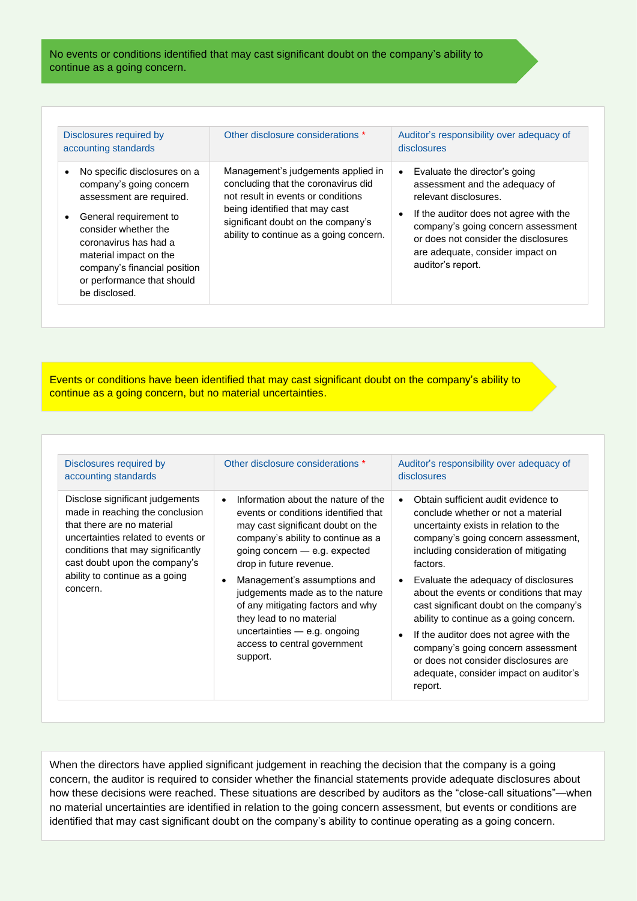**No events or conditions identified that may cast significant doubt on the company's ability to continue as a going concern.**

| Disclosures required by accounting standards | Other disclosure considerations * | Auditor's responsibility over adequacy of disclosures |
|---|---|---|
| • No specific disclosures on a company's going concern assessment are required.<br>• General requirement to consider whether the coronavirus has had a material impact on the company's financial position or performance that should be disclosed. | Management's judgements applied in concluding that the coronavirus did not result in events or conditions being identified that may cast significant doubt on the company's ability to continue as a going concern. | • Evaluate the director's going assessment and the adequacy of relevant disclosures.<br>• If the auditor does not agree with the company's going concern assessment or does not consider the disclosures are adequate, consider impact on auditor's report. |

**Events or conditions have been identified that may cast significant doubt on the company's ability to continue as a going concern, but no material uncertainties.**

| Disclosures required by accounting standards | Other disclosure considerations * | Auditor's responsibility over adequacy of disclosures |
|---|---|---|
| Disclose significant judgements made in reaching the conclusion that there are no material uncertainties related to events or conditions that may significantly cast doubt upon the company's ability to continue as a going concern. | • Information about the nature of the events or conditions identified that may cast significant doubt on the company's ability to continue as a going concern — e.g. expected drop in future revenue.<br>• Management's assumptions and judgements made as to the nature of any mitigating factors and why they lead to no material uncertainties — e.g. ongoing access to central government support. | • Obtain sufficient audit evidence to conclude whether or not a material uncertainty exists in relation to the company's going concern assessment, including consideration of mitigating factors.<br>• Evaluate the adequacy of disclosures about the events or conditions that may cast significant doubt on the company's ability to continue as a going concern.<br>• If the auditor does not agree with the company's going concern assessment or does not consider disclosures are adequate, consider impact on auditor's report. |

When the directors have applied significant judgement in reaching the decision that the company is a going concern, the auditor is required to consider whether the financial statements provide adequate disclosures about how these decisions were reached. These situations are described by auditors as the "close-call situations"—when no material uncertainties are identified in relation to the going concern assessment, but events or conditions are identified that may cast significant doubt on the company's ability to continue operating as a going concern.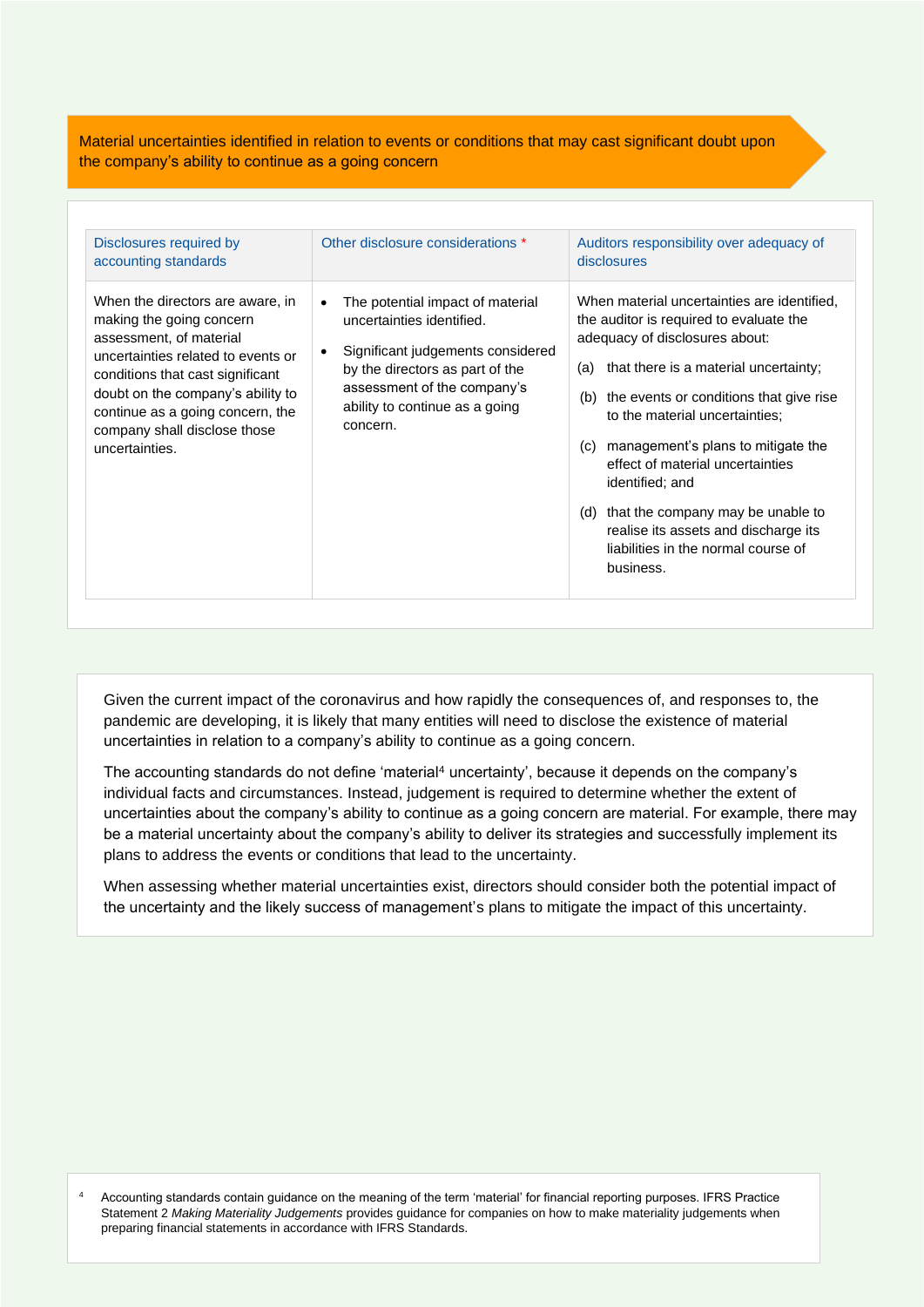## Material uncertainties identified in relation to events or conditions that may cast significant doubt upon the company's ability to continue as a going concern

| Disclosures required by accounting standards | Other disclosure considerations * | Auditors responsibility over adequacy of disclosures |
|---|---|---|
| When the directors are aware, in making the going concern assessment, of material uncertainties related to events or conditions that cast significant doubt on the company's ability to continue as a going concern, the company shall disclose those uncertainties. | • The potential impact of material uncertainties identified.<br>• Significant judgements considered by the directors as part of the assessment of the company's ability to continue as a going concern. | When material uncertainties are identified, the auditor is required to evaluate the adequacy of disclosures about:<br>(a) that there is a material uncertainty;<br>(b) the events or conditions that give rise to the material uncertainties;<br>(c) management's plans to mitigate the effect of material uncertainties identified; and<br>(d) that the company may be unable to realise its assets and discharge its liabilities in the normal course of business. |

Given the current impact of the coronavirus and how rapidly the consequences of, and responses to, the pandemic are developing, it is likely that many entities will need to disclose the existence of material uncertainties in relation to a company's ability to continue as a going concern.

The accounting standards do not define 'material[4] uncertainty', because it depends on the company's individual facts and circumstances. Instead, judgement is required to determine whether the extent of uncertainties about the company's ability to continue as a going concern are material. For example, there may be a material uncertainty about the company's ability to deliver its strategies and successfully implement its plans to address the events or conditions that lead to the uncertainty.

When assessing whether material uncertainties exist, directors should consider both the potential impact of the uncertainty and the likely success of management's plans to mitigate the impact of this uncertainty.

[4] Accounting standards contain guidance on the meaning of the term 'material' for financial reporting purposes. IFRS Practice Statement 2 *Making Materiality Judgements* provides guidance for companies on how to make materiality judgements when preparing financial statements in accordance with IFRS Standards.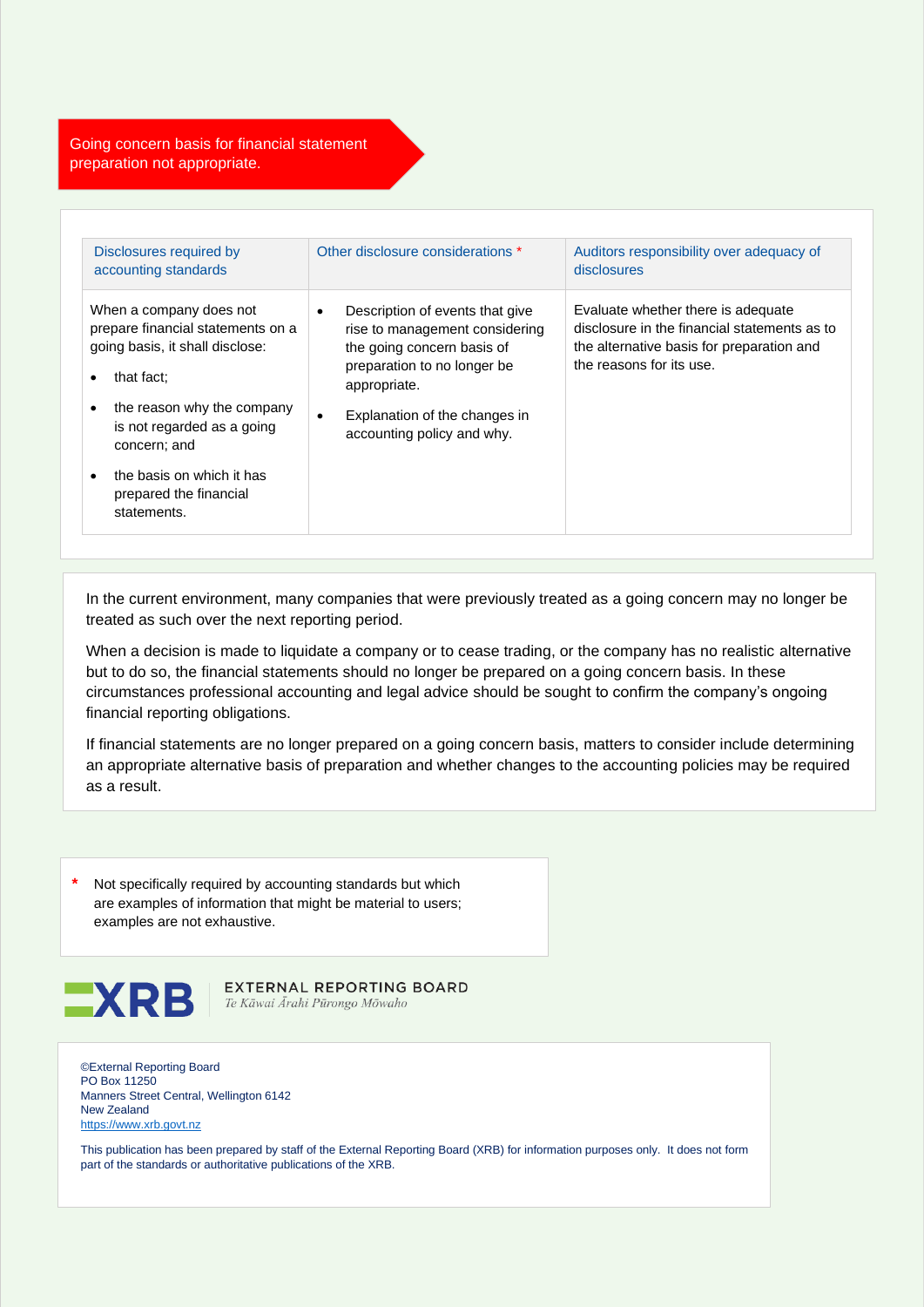## Going concern basis for financial statement preparation not appropriate.

| Disclosures required by accounting standards | Other disclosure considerations * | Auditors responsibility over adequacy of disclosures |
|---|---|---|
| When a company does not prepare financial statements on a going basis, it shall disclose:<br>• that fact;<br>• the reason why the company is not regarded as a going concern; and<br>• the basis on which it has prepared the financial statements. | • Description of events that give rise to management considering the going concern basis of preparation to no longer be appropriate.<br>• Explanation of the changes in accounting policy and why. | Evaluate whether there is adequate disclosure in the financial statements as to the alternative basis for preparation and the reasons for its use. |

In the current environment, many companies that were previously treated as a going concern may no longer be treated as such over the next reporting period.

When a decision is made to liquidate a company or to cease trading, or the company has no realistic alternative but to do so, the financial statements should no longer be prepared on a going concern basis. In these circumstances professional accounting and legal advice should be sought to confirm the company's ongoing financial reporting obligations.

If financial statements are no longer prepared on a going concern basis, matters to consider include determining an appropriate alternative basis of preparation and whether changes to the accounting policies may be required as a result.

\* Not specifically required by accounting standards but which are examples of information that might be material to users; examples are not exhaustive.

XRB EXTERNAL REPORTING BOARD
*Te Kāwai Ārahi Pūrongo Mōwaho*

©External Reporting Board
PO Box 11250
Manners Street Central, Wellington 6142
New Zealand
https://www.xrb.govt.nz

This publication has been prepared by staff of the External Reporting Board (XRB) for information purposes only. It does not form part of the standards or authoritative publications of the XRB.